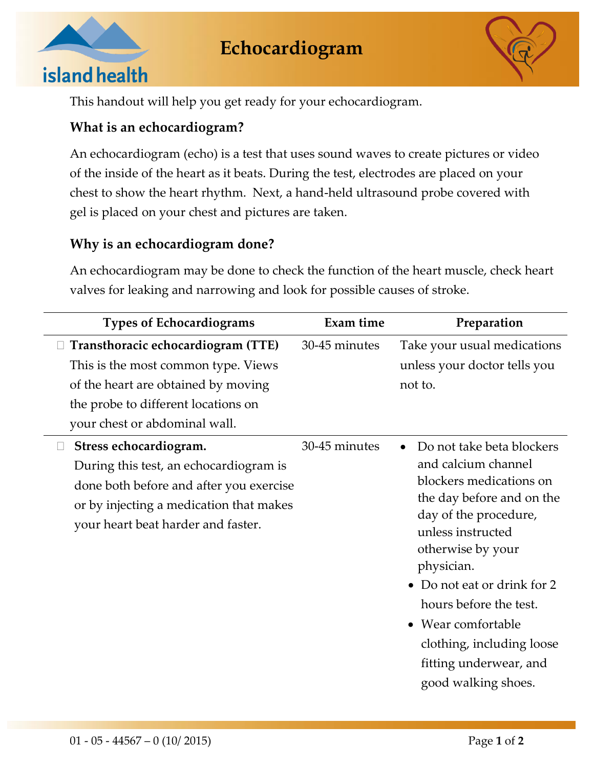# Echocardiogram

This handout will help you get ready for your echocardiogram.

### What is an echocardiogram?

An echocardiogram (echo) is a test that uses sound waves to create pictures or video of the inside of the heart as it beats. During the test, electrodes are placed on your chest to show the heart rhythm. Next, a hand-held ultrasound probe covered with gel is placed on your chest and pictures are taken.

### Why is an echocardiogram done?

An echocardiogram may be done to check the function of the heart muscle, check heart valves for leaking and narrowing and look for possible causes of stroke.

| Types of Echocardiograms | Exam time | Preparation |
|---|---|---|
| ☐ **Transthoracic echocardiogram (TTE)** This is the most common type. Views of the heart are obtained by moving the probe to different locations on your chest or abdominal wall. | 30-45 minutes | Take your usual medications unless your doctor tells you not to. |
| ☐ **Stress echocardiogram.** During this test, an echocardiogram is done both before and after you exercise or by injecting a medication that makes your heart beat harder and faster. | 30-45 minutes | • Do not take beta blockers and calcium channel blockers medications on the day before and on the day of the procedure, unless instructed otherwise by your physician.<br>• Do not eat or drink for 2 hours before the test.<br>• Wear comfortable clothing, including loose fitting underwear, and good walking shoes. |

01 - 05 - 44567 – 0 (10/ 2015)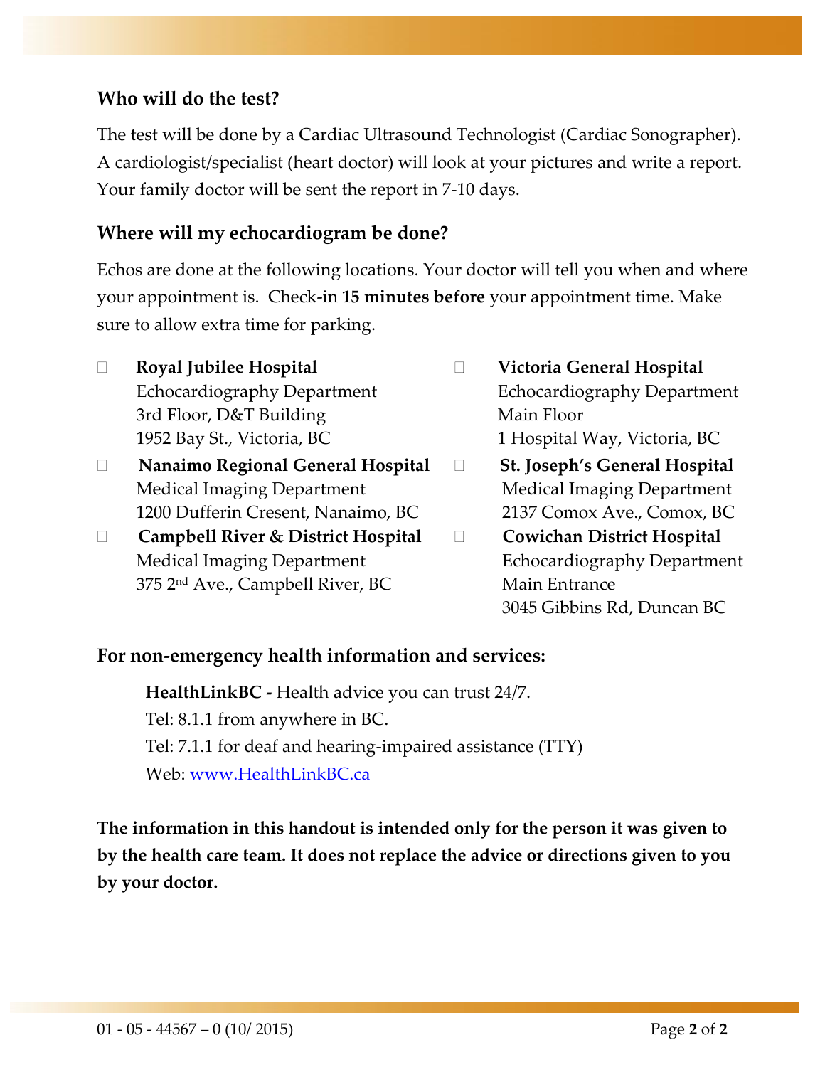### Who will do the test?

The test will be done by a Cardiac Ultrasound Technologist (Cardiac Sonographer). A cardiologist/specialist (heart doctor) will look at your pictures and write a report. Your family doctor will be sent the report in 7-10 days.

### Where will my echocardiogram be done?

Echos are done at the following locations. Your doctor will tell you when and where your appointment is. Check-in **15 minutes before** your appointment time. Make sure to allow extra time for parking.

- **Royal Jubilee Hospital**
  Echocardiography Department
  3rd Floor, D&T Building
  1952 Bay St., Victoria, BC
- **Nanaimo Regional General Hospital**
  Medical Imaging Department
  1200 Dufferin Cresent, Nanaimo, BC
- **Campbell River & District Hospital**
  Medical Imaging Department
  375 2nd Ave., Campbell River, BC
- **Victoria General Hospital**
  Echocardiography Department
  Main Floor
  1 Hospital Way, Victoria, BC
- **St. Joseph's General Hospital**
  Medical Imaging Department
  2137 Comox Ave., Comox, BC
- **Cowichan District Hospital**
  Echocardiography Department
  Main Entrance
  3045 Gibbins Rd, Duncan BC

### For non-emergency health information and services:

**HealthLinkBC -** Health advice you can trust 24/7.
Tel: 8.1.1 from anywhere in BC.
Tel: 7.1.1 for deaf and hearing-impaired assistance (TTY)
Web: www.HealthLinkBC.ca

**The information in this handout is intended only for the person it was given to by the health care team. It does not replace the advice or directions given to you by your doctor.**

01 - 05 - 44567 – 0 (10/ 2015)